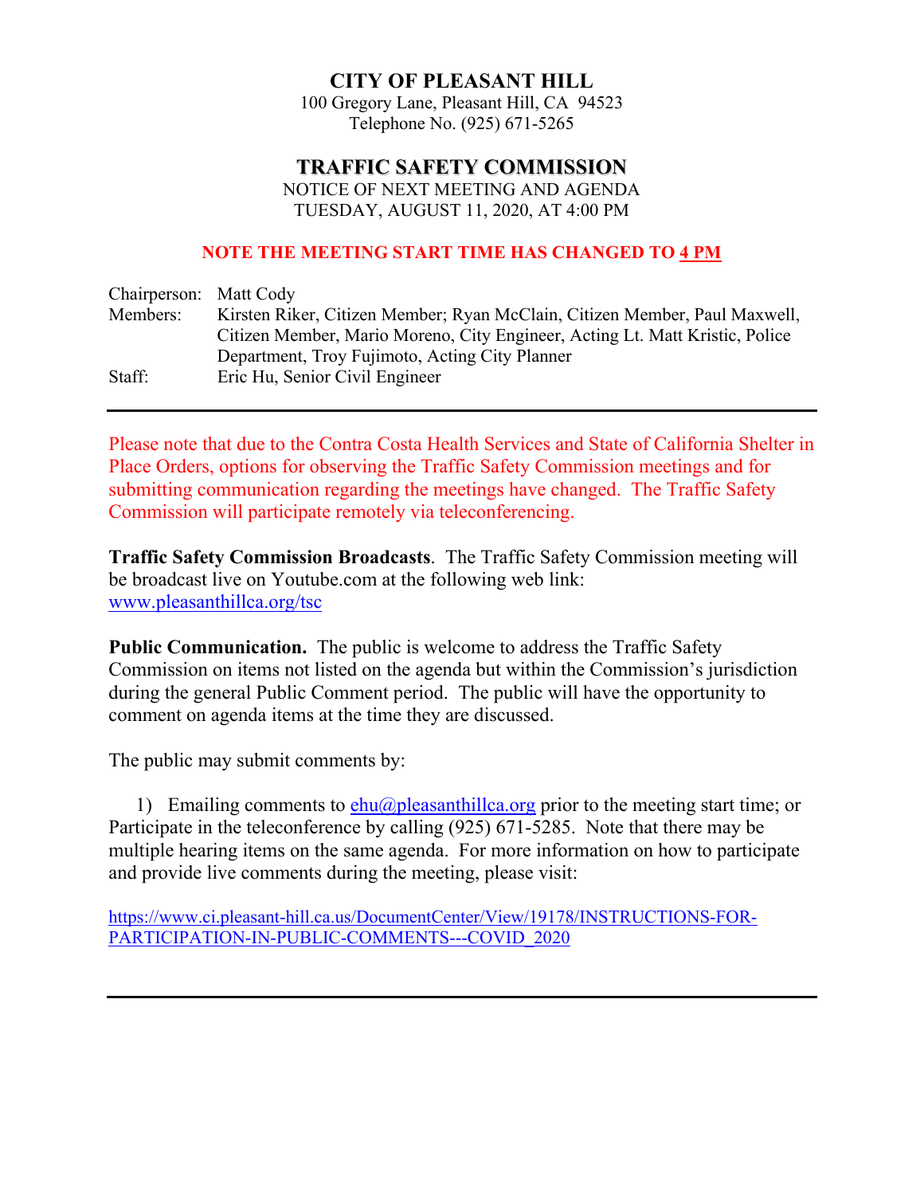# CITY OF PLEASANT HILL

100 Gregory Lane, Pleasant Hill, CA 94523
Telephone No. (925) 671-5265

## TRAFFIC SAFETY COMMISSION

NOTICE OF NEXT MEETING AND AGENDA
TUESDAY, AUGUST 11, 2020, AT 4:00 PM

**NOTE THE MEETING START TIME HAS CHANGED TO 4 PM**

| | |
|---|---|
| Chairperson: | Matt Cody |
| Members: | Kirsten Riker, Citizen Member; Ryan McClain, Citizen Member, Paul Maxwell, Citizen Member, Mario Moreno, City Engineer, Acting Lt. Matt Kristic, Police Department, Troy Fujimoto, Acting City Planner |
| Staff: | Eric Hu, Senior Civil Engineer |

---

Please note that due to the Contra Costa Health Services and State of California Shelter in Place Orders, options for observing the Traffic Safety Commission meetings and for submitting communication regarding the meetings have changed. The Traffic Safety Commission will participate remotely via teleconferencing.

**Traffic Safety Commission Broadcasts**. The Traffic Safety Commission meeting will be broadcast live on Youtube.com at the following web link: www.pleasanthillca.org/tsc

**Public Communication.** The public is welcome to address the Traffic Safety Commission on items not listed on the agenda but within the Commission's jurisdiction during the general Public Comment period. The public will have the opportunity to comment on agenda items at the time they are discussed.

The public may submit comments by:

1) Emailing comments to ehu@pleasanthillca.org prior to the meeting start time; or Participate in the teleconference by calling (925) 671-5285. Note that there may be multiple hearing items on the same agenda. For more information on how to participate and provide live comments during the meeting, please visit:

https://www.ci.pleasant-hill.ca.us/DocumentCenter/View/19178/INSTRUCTIONS-FOR-PARTICIPATION-IN-PUBLIC-COMMENTS---COVID_2020

---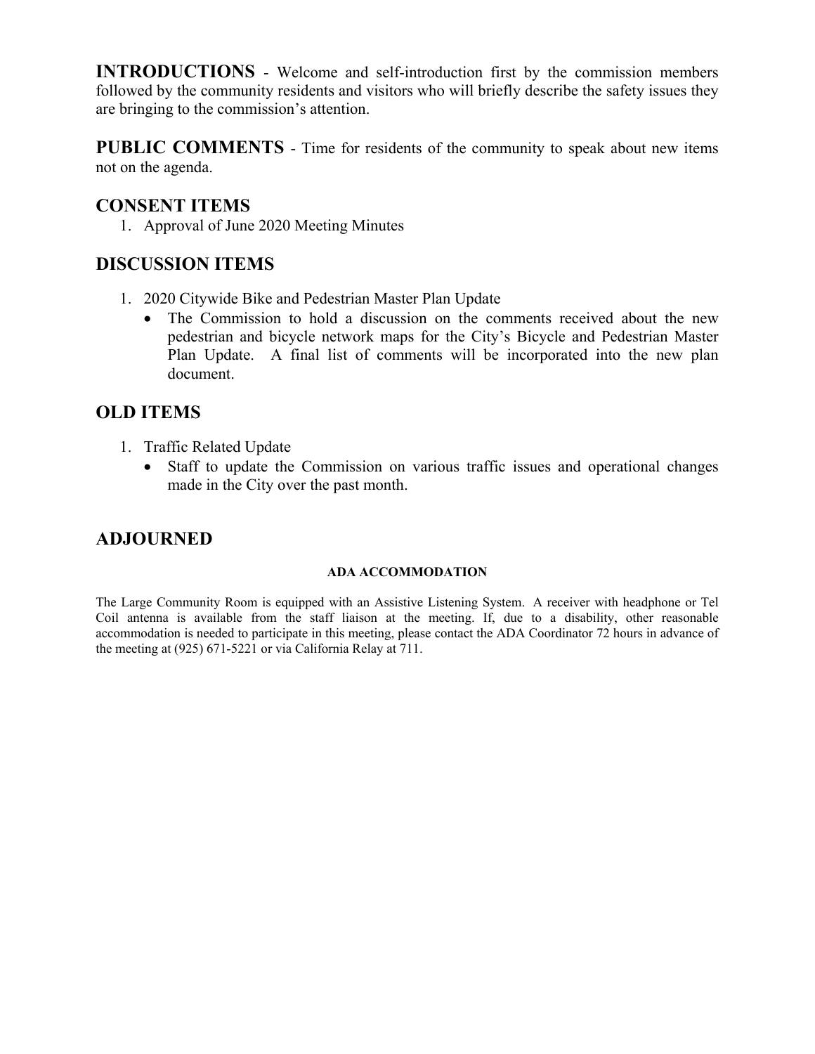**INTRODUCTIONS** - Welcome and self-introduction first by the commission members followed by the community residents and visitors who will briefly describe the safety issues they are bringing to the commission's attention.

**PUBLIC COMMENTS** - Time for residents of the community to speak about new items not on the agenda.

## CONSENT ITEMS

1. Approval of June 2020 Meeting Minutes

## DISCUSSION ITEMS

1. 2020 Citywide Bike and Pedestrian Master Plan Update
   - The Commission to hold a discussion on the comments received about the new pedestrian and bicycle network maps for the City's Bicycle and Pedestrian Master Plan Update. A final list of comments will be incorporated into the new plan document.

## OLD ITEMS

1. Traffic Related Update
   - Staff to update the Commission on various traffic issues and operational changes made in the City over the past month.

## ADJOURNED

**ADA ACCOMMODATION**

The Large Community Room is equipped with an Assistive Listening System. A receiver with headphone or Tel Coil antenna is available from the staff liaison at the meeting. If, due to a disability, other reasonable accommodation is needed to participate in this meeting, please contact the ADA Coordinator 72 hours in advance of the meeting at (925) 671-5221 or via California Relay at 711.